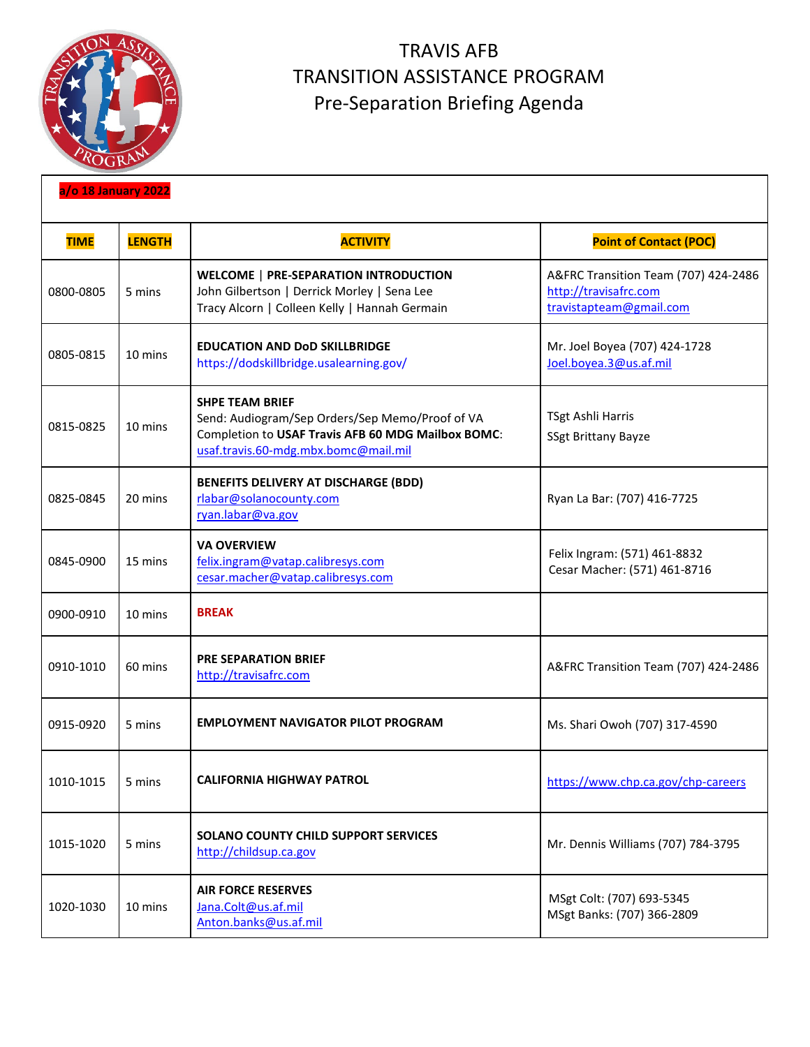# TRAVIS AFB
# TRANSITION ASSISTANCE PROGRAM
## Pre-Separation Briefing Agenda

**a/o 18 January 2022**

| TIME | LENGTH | ACTIVITY | Point of Contact (POC) |
|---|---|---|---|
| 0800-0805 | 5 mins | **WELCOME \| PRE-SEPARATION INTRODUCTION**<br>John Gilbertson \| Derrick Morley \| Sena Lee<br>Tracy Alcorn \| Colleen Kelly \| Hannah Germain | A&FRC Transition Team (707) 424-2486<br>http://travisafrc.com<br>travistapteam@gmail.com |
| 0805-0815 | 10 mins | **EDUCATION AND DoD SKILLBRIDGE**<br>https://dodskillbridge.usalearning.gov/ | Mr. Joel Boyea (707) 424-1728<br>Joel.boyea.3@us.af.mil |
| 0815-0825 | 10 mins | **SHPE TEAM BRIEF**<br>Send: Audiogram/Sep Orders/Sep Memo/Proof of VA Completion to **USAF Travis AFB 60 MDG Mailbox BOMC**:<br>usaf.travis.60-mdg.mbx.bomc@mail.mil | TSgt Ashli Harris<br>SSgt Brittany Bayze |
| 0825-0845 | 20 mins | **BENEFITS DELIVERY AT DISCHARGE (BDD)**<br>rlabar@solanocounty.com<br>ryan.labar@va.gov | Ryan La Bar: (707) 416-7725 |
| 0845-0900 | 15 mins | **VA OVERVIEW**<br>felix.ingram@vatap.calibresys.com<br>cesar.macher@vatap.calibresys.com | Felix Ingram: (571) 461-8832<br>Cesar Macher: (571) 461-8716 |
| 0900-0910 | 10 mins | **BREAK** | |
| 0910-1010 | 60 mins | **PRE SEPARATION BRIEF**<br>http://travisafrc.com | A&FRC Transition Team (707) 424-2486 |
| 0915-0920 | 5 mins | **EMPLOYMENT NAVIGATOR PILOT PROGRAM** | Ms. Shari Owoh (707) 317-4590 |
| 1010-1015 | 5 mins | **CALIFORNIA HIGHWAY PATROL** | https://www.chp.ca.gov/chp-careers |
| 1015-1020 | 5 mins | **SOLANO COUNTY CHILD SUPPORT SERVICES**<br>http://childsup.ca.gov | Mr. Dennis Williams (707) 784-3795 |
| 1020-1030 | 10 mins | **AIR FORCE RESERVES**<br>Jana.Colt@us.af.mil<br>Anton.banks@us.af.mil | MSgt Colt: (707) 693-5345<br>MSgt Banks: (707) 366-2809 |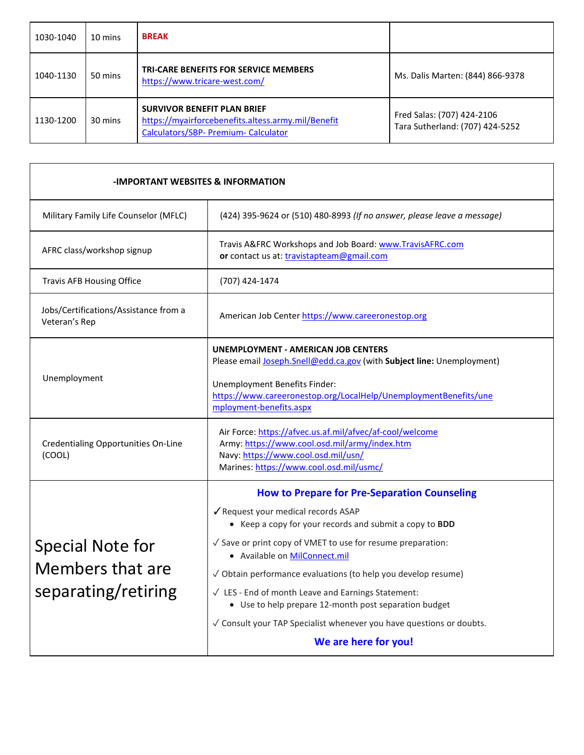| | | | |
|---|---|---|---|
| 1030-1040 | 10 mins | **BREAK** | |
| 1040-1130 | 50 mins | **TRI-CARE BENEFITS FOR SERVICE MEMBERS** https://www.tricare-west.com/ | Ms. Dalis Marten: (844) 866-9378 |
| 1130-1200 | 30 mins | **SURVIVOR BENEFIT PLAN BRIEF** https://myairforcebenefits.altess.army.mil/Benefit Calculators/SBP- Premium- Calculator | Fred Salas: (707) 424-2106<br>Tara Sutherland: (707) 424-5252 |

| **-IMPORTANT WEBSITES & INFORMATION** | |
|---|---|
| Military Family Life Counselor (MFLC) | (424) 395-9624 or (510) 480-8993 *(If no answer, please leave a message)* |
| AFRC class/workshop signup | Travis A&FRC Workshops and Job Board: www.TravisAFRC.com<br>**or** contact us at: travistapteam@gmail.com |
| Travis AFB Housing Office | (707) 424-1474 |
| Jobs/Certifications/Assistance from a Veteran's Rep | American Job Center https://www.careeronestop.org |
| Unemployment | **UNEMPLOYMENT - AMERICAN JOB CENTERS**<br>Please email Joseph.Snell@edd.ca.gov (with **Subject line:** Unemployment)<br><br>Unemployment Benefits Finder:<br>https://www.careeronestop.org/LocalHelp/UnemploymentBenefits/unemployment-benefits.aspx |
| Credentialing Opportunities On-Line (COOL) | Air Force: https://afvec.us.af.mil/afvec/af-cool/welcome<br>Army: https://www.cool.osd.mil/army/index.htm<br>Navy: https://www.cool.osd.mil/usn/<br>Marines: https://www.cool.osd.mil/usmc/ |
| Special Note for Members that are separating/retiring | **How to Prepare for Pre-Separation Counseling**<br>✓ Request your medical records ASAP<br>• Keep a copy for your records and submit a copy to **BDD**<br>✓ Save or print copy of VMET to use for resume preparation:<br>• Available on MilConnect.mil<br>✓ Obtain performance evaluations (to help you develop resume)<br>✓ LES - End of month Leave and Earnings Statement:<br>• Use to help prepare 12-month post separation budget<br>✓ Consult your TAP Specialist whenever you have questions or doubts.<br>**We are here for you!** |